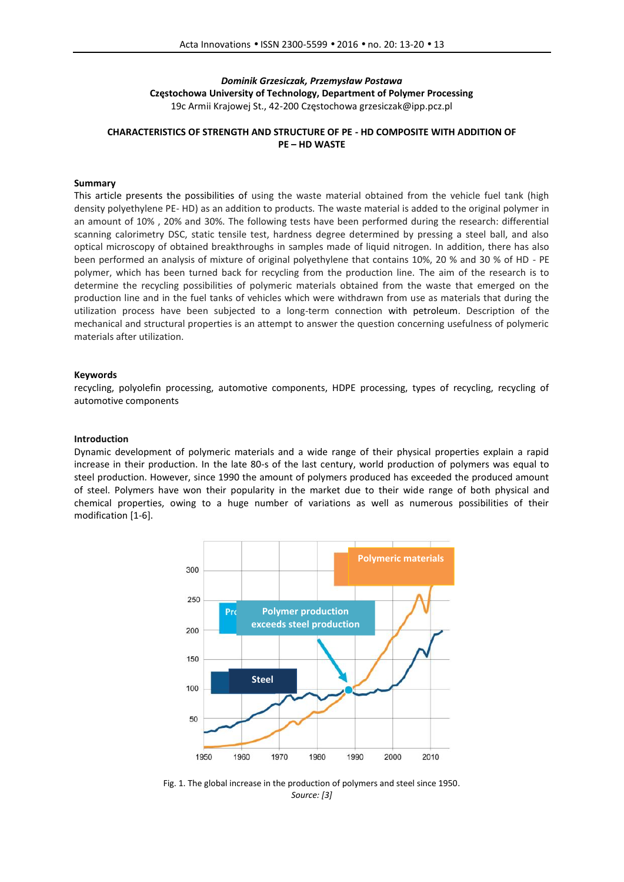*Dominik Grzesiczak, Przemysław Postawa*

**Częstochowa University of Technology, Department of Polymer Processing**

19c Armii Krajowej St., 42-200 Częstochowa grzesiczak@ipp.pcz.pl

# CHARACTERISTICS OF STRENGTH AND STRUCTURE OF PE - HD COMPOSITE WITH ADDITION OF PE – HD WASTE

## Summary

This article presents the possibilities of using the waste material obtained from the vehicle fuel tank (high density polyethylene PE- HD) as an addition to products. The waste material is added to the original polymer in an amount of 10% , 20% and 30%. The following tests have been performed during the research: differential scanning calorimetry DSC, static tensile test, hardness degree determined by pressing a steel ball, and also optical microscopy of obtained breakthroughs in samples made of liquid nitrogen. In addition, there has also been performed an analysis of mixture of original polyethylene that contains 10%, 20 % and 30 % of HD - PE polymer, which has been turned back for recycling from the production line. The aim of the research is to determine the recycling possibilities of polymeric materials obtained from the waste that emerged on the production line and in the fuel tanks of vehicles which were withdrawn from use as materials that during the utilization process have been subjected to a long-term connection with petroleum. Description of the mechanical and structural properties is an attempt to answer the question concerning usefulness of polymeric materials after utilization.

## Keywords

recycling, polyolefin processing, automotive components, HDPE processing, types of recycling, recycling of automotive components

## Introduction

Dynamic development of polymeric materials and a wide range of their physical properties explain a rapid increase in their production. In the late 80-s of the last century, world production of polymers was equal to steel production. However, since 1990 the amount of polymers produced has exceeded the produced amount of steel. Polymers have won their popularity in the market due to their wide range of both physical and chemical properties, owing to a huge number of variations as well as numerous possibilities of their modification [1-6].

Fig. 1. The global increase in the production of polymers and steel since 1950.
*Source: [3]*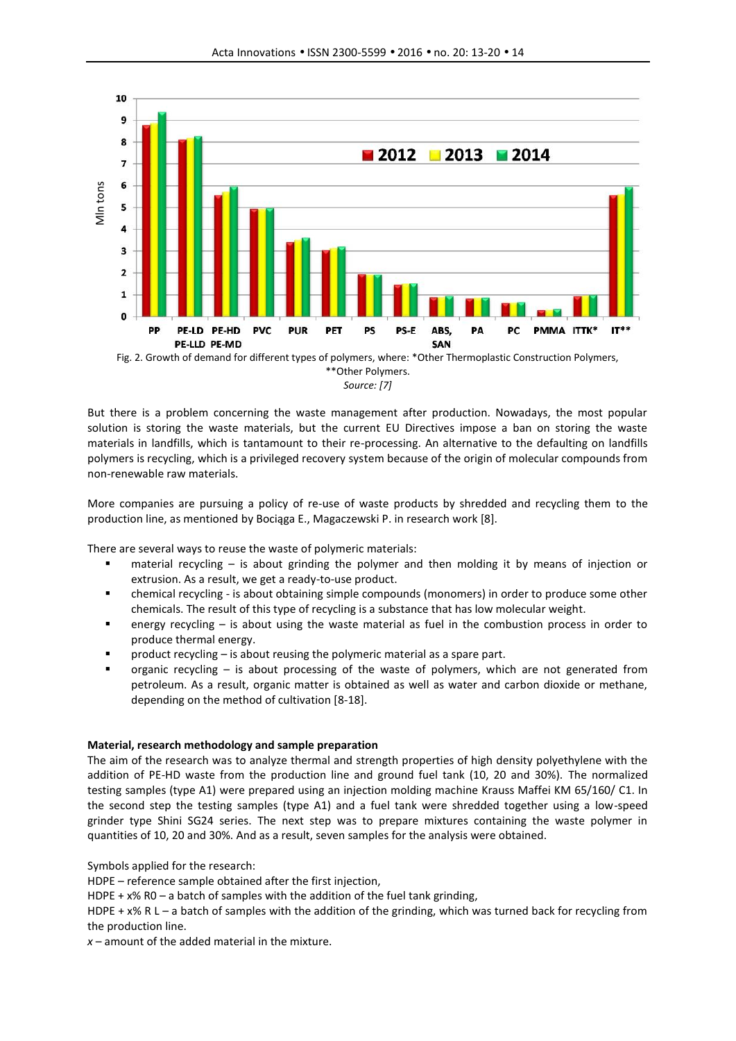Fig. 2. Growth of demand for different types of polymers, where: *Other Thermoplastic Construction Polymers, **Other Polymers.
*Source: [7]*

But there is a problem concerning the waste management after production. Nowadays, the most popular solution is storing the waste materials, but the current EU Directives impose a ban on storing the waste materials in landfills, which is tantamount to their re-processing. An alternative to the defaulting on landfills polymers is recycling, which is a privileged recovery system because of the origin of molecular compounds from non-renewable raw materials.

More companies are pursuing a policy of re-use of waste products by shredded and recycling them to the production line, as mentioned by Bociąga E., Magaczewski P. in research work [8].

There are several ways to reuse the waste of polymeric materials:

- material recycling – is about grinding the polymer and then molding it by means of injection or extrusion. As a result, we get a ready-to-use product.
- chemical recycling - is about obtaining simple compounds (monomers) in order to produce some other chemicals. The result of this type of recycling is a substance that has low molecular weight.
- energy recycling – is about using the waste material as fuel in the combustion process in order to produce thermal energy.
- product recycling – is about reusing the polymeric material as a spare part.
- organic recycling – is about processing of the waste of polymers, which are not generated from petroleum. As a result, organic matter is obtained as well as water and carbon dioxide or methane, depending on the method of cultivation [8-18].

**Material, research methodology and sample preparation**

The aim of the research was to analyze thermal and strength properties of high density polyethylene with the addition of PE-HD waste from the production line and ground fuel tank (10, 20 and 30%). The normalized testing samples (type A1) were prepared using an injection molding machine Krauss Maffei KM 65/160/ C1. In the second step the testing samples (type A1) and a fuel tank were shredded together using a low-speed grinder type Shini SG24 series. The next step was to prepare mixtures containing the waste polymer in quantities of 10, 20 and 30%. And as a result, seven samples for the analysis were obtained.

Symbols applied for the research:

HDPE – reference sample obtained after the first injection,

HDPE + x% R0 – a batch of samples with the addition of the fuel tank grinding,

HDPE + x% R L – a batch of samples with the addition of the grinding, which was turned back for recycling from the production line.

*x* – amount of the added material in the mixture.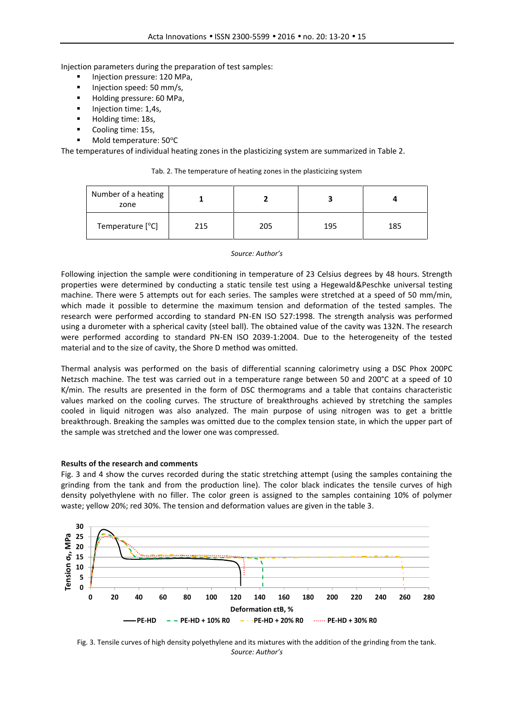Injection parameters during the preparation of test samples:

- Injection pressure: 120 MPa,
- Injection speed: 50 mm/s,
- Holding pressure: 60 MPa,
- Injection time: 1,4s,
- Holding time: 18s,
- Cooling time: 15s,
- Mold temperature: 50°C

The temperatures of individual heating zones in the plasticizing system are summarized in Table 2.

Tab. 2. The temperature of heating zones in the plasticizing system

| Number of a heating zone | 1 | 2 | 3 | 4 |
|---|---|---|---|---|
| Temperature [°C] | 215 | 205 | 195 | 185 |

*Source: Author's*

Following injection the sample were conditioning in temperature of 23 Celsius degrees by 48 hours. Strength properties were determined by conducting a static tensile test using a Hegewald&Peschke universal testing machine. There were 5 attempts out for each series. The samples were stretched at a speed of 50 mm/min, which made it possible to determine the maximum tension and deformation of the tested samples. The research were performed according to standard PN-EN ISO 527:1998. The strength analysis was performed using a durometer with a spherical cavity (steel ball). The obtained value of the cavity was 132N. The research were performed according to standard PN-EN ISO 2039-1:2004. Due to the heterogeneity of the tested material and to the size of cavity, the Shore D method was omitted.

Thermal analysis was performed on the basis of differential scanning calorimetry using a DSC Phox 200PC Netzsch machine. The test was carried out in a temperature range between 50 and 200°C at a speed of 10 K/min. The results are presented in the form of DSC thermograms and a table that contains characteristic values marked on the cooling curves. The structure of breakthroughs achieved by stretching the samples cooled in liquid nitrogen was also analyzed. The main purpose of using nitrogen was to get a brittle breakthrough. Breaking the samples was omitted due to the complex tension state, in which the upper part of the sample was stretched and the lower one was compressed.

**Results of the research and comments**

Fig. 3 and 4 show the curves recorded during the static stretching attempt (using the samples containing the grinding from the tank and from the production line). The color black indicates the tensile curves of high density polyethylene with no filler. The color green is assigned to the samples containing 10% of polymer waste; yellow 20%; red 30%. The tension and deformation values are given in the table 3.

Fig. 3. Tensile curves of high density polyethylene and its mixtures with the addition of the grinding from the tank.
*Source: Author's*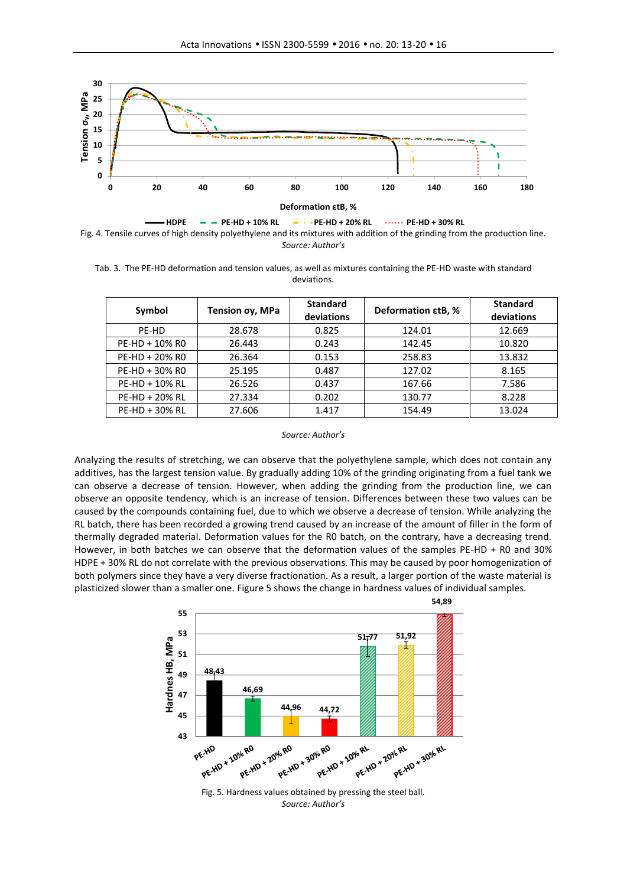Fig. 4. Tensile curves of high density polyethylene and its mixtures with addition of the grinding from the production line.

*Source: Author's*

Tab. 3. The PE-HD deformation and tension values, as well as mixtures containing the PE-HD waste with standard deviations.

| Symbol | Tension σy, MPa | Standard deviations | Deformation εtB, % | Standard deviations |
|---|---|---|---|---|
| PE-HD | 28.678 | 0.825 | 124.01 | 12.669 |
| PE-HD + 10% R0 | 26.443 | 0.243 | 142.45 | 10.820 |
| PE-HD + 20% R0 | 26.364 | 0.153 | 258.83 | 13.832 |
| PE-HD + 30% R0 | 25.195 | 0.487 | 127.02 | 8.165 |
| PE-HD + 10% RL | 26.526 | 0.437 | 167.66 | 7.586 |
| PE-HD + 20% RL | 27.334 | 0.202 | 130.77 | 8.228 |
| PE-HD + 30% RL | 27.606 | 1.417 | 154.49 | 13.024 |

*Source: Author's*

Analyzing the results of stretching, we can observe that the polyethylene sample, which does not contain any additives, has the largest tension value. By gradually adding 10% of the grinding originating from a fuel tank we can observe a decrease of tension. However, when adding the grinding from the production line, we can observe an opposite tendency, which is an increase of tension. Differences between these two values can be caused by the compounds containing fuel, due to which we observe a decrease of tension. While analyzing the RL batch, there has been recorded a growing trend caused by an increase of the amount of filler in the form of thermally degraded material. Deformation values for the R0 batch, on the contrary, have a decreasing trend. However, in both batches we can observe that the deformation values of the samples PE-HD + R0 and 30% HDPE + 30% RL do not correlate with the previous observations. This may be caused by poor homogenization of both polymers since they have a very diverse fractionation. As a result, a larger portion of the waste material is plasticized slower than a smaller one. Figure 5 shows the change in hardness values of individual samples.

Fig. 5. Hardness values obtained by pressing the steel ball.

*Source: Author's*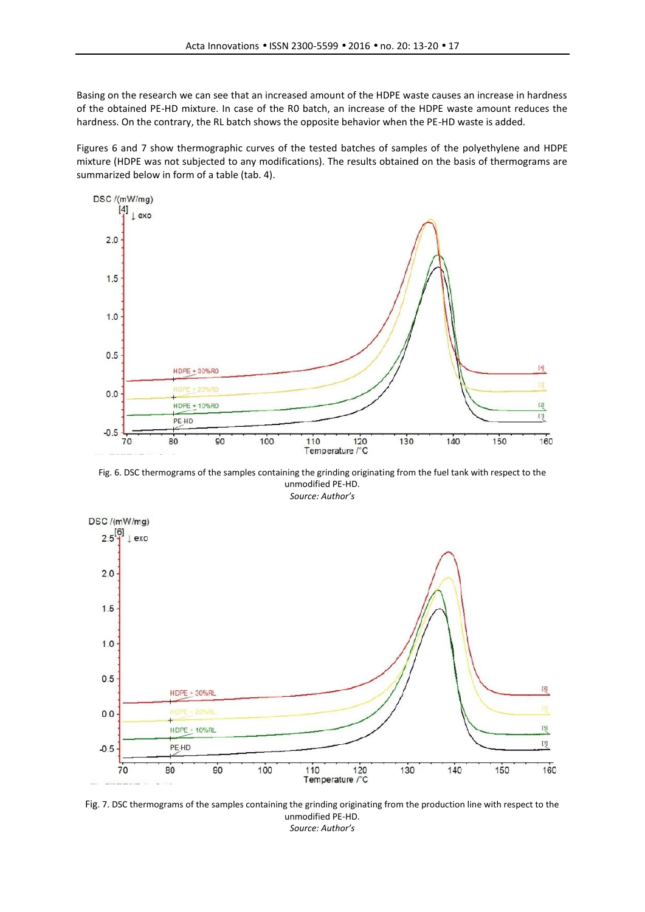Basing on the research we can see that an increased amount of the HDPE waste causes an increase in hardness of the obtained PE-HD mixture. In case of the R0 batch, an increase of the HDPE waste amount reduces the hardness. On the contrary, the RL batch shows the opposite behavior when the PE-HD waste is added.

Figures 6 and 7 show thermographic curves of the tested batches of samples of the polyethylene and HDPE mixture (HDPE was not subjected to any modifications). The results obtained on the basis of thermograms are summarized below in form of a table (tab. 4).

Fig. 6. DSC thermograms of the samples containing the grinding originating from the fuel tank with respect to the unmodified PE-HD.

*Source: Author's*

Fig. 7. DSC thermograms of the samples containing the grinding originating from the production line with respect to the unmodified PE-HD.

*Source: Author's*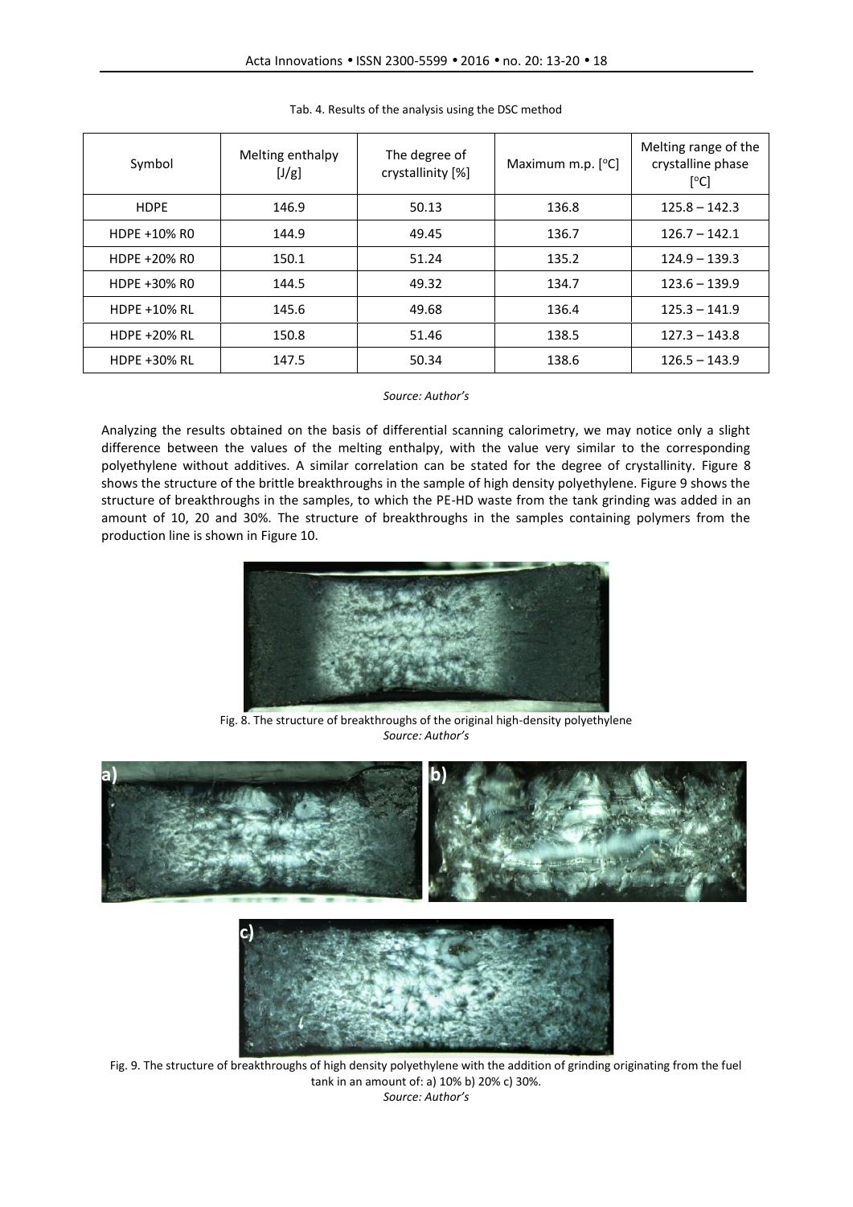Tab. 4. Results of the analysis using the DSC method

| Symbol | Melting enthalpy [J/g] | The degree of crystallinity [%] | Maximum m.p. [°C] | Melting range of the crystalline phase [°C] |
|---|---|---|---|---|
| HDPE | 146.9 | 50.13 | 136.8 | 125.8 – 142.3 |
| HDPE +10% R0 | 144.9 | 49.45 | 136.7 | 126.7 – 142.1 |
| HDPE +20% R0 | 150.1 | 51.24 | 135.2 | 124.9 – 139.3 |
| HDPE +30% R0 | 144.5 | 49.32 | 134.7 | 123.6 – 139.9 |
| HDPE +10% RL | 145.6 | 49.68 | 136.4 | 125.3 – 141.9 |
| HDPE +20% RL | 150.8 | 51.46 | 138.5 | 127.3 – 143.8 |
| HDPE +30% RL | 147.5 | 50.34 | 138.6 | 126.5 – 143.9 |

*Source: Author's*

Analyzing the results obtained on the basis of differential scanning calorimetry, we may notice only a slight difference between the values of the melting enthalpy, with the value very similar to the corresponding polyethylene without additives. A similar correlation can be stated for the degree of crystallinity. Figure 8 shows the structure of the brittle breakthroughs in the sample of high density polyethylene. Figure 9 shows the structure of breakthroughs in the samples, to which the PE-HD waste from the tank grinding was added in an amount of 10, 20 and 30%. The structure of breakthroughs in the samples containing polymers from the production line is shown in Figure 10.

Fig. 8. The structure of breakthroughs of the original high-density polyethylene
*Source: Author's*

Fig. 9. The structure of breakthroughs of high density polyethylene with the addition of grinding originating from the fuel tank in an amount of: a) 10% b) 20% c) 30%.
*Source: Author's*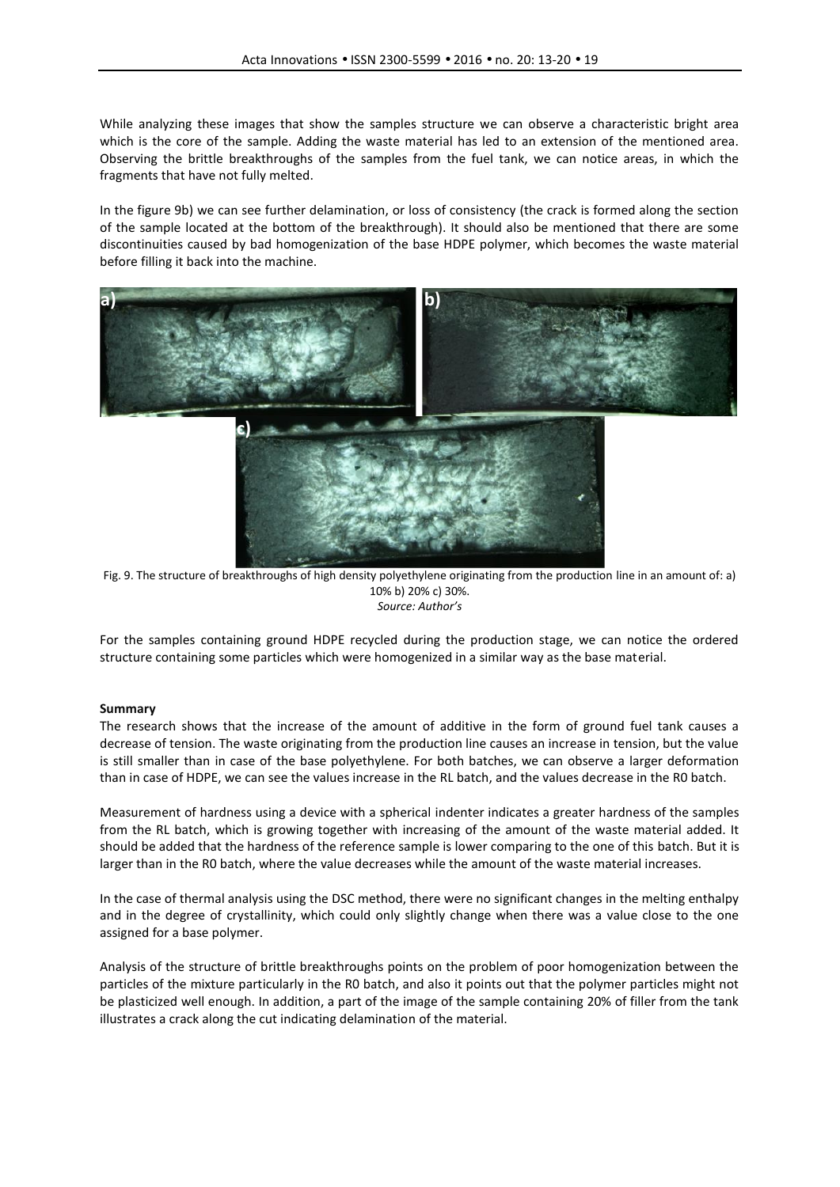While analyzing these images that show the samples structure we can observe a characteristic bright area which is the core of the sample. Adding the waste material has led to an extension of the mentioned area. Observing the brittle breakthroughs of the samples from the fuel tank, we can notice areas, in which the fragments that have not fully melted.

In the figure 9b) we can see further delamination, or loss of consistency (the crack is formed along the section of the sample located at the bottom of the breakthrough). It should also be mentioned that there are some discontinuities caused by bad homogenization of the base HDPE polymer, which becomes the waste material before filling it back into the machine.

Fig. 9. The structure of breakthroughs of high density polyethylene originating from the production line in an amount of: a) 10% b) 20% c) 30%.
*Source: Author's*

For the samples containing ground HDPE recycled during the production stage, we can notice the ordered structure containing some particles which were homogenized in a similar way as the base material.

**Summary**

The research shows that the increase of the amount of additive in the form of ground fuel tank causes a decrease of tension. The waste originating from the production line causes an increase in tension, but the value is still smaller than in case of the base polyethylene. For both batches, we can observe a larger deformation than in case of HDPE, we can see the values increase in the RL batch, and the values decrease in the R0 batch.

Measurement of hardness using a device with a spherical indenter indicates a greater hardness of the samples from the RL batch, which is growing together with increasing of the amount of the waste material added. It should be added that the hardness of the reference sample is lower comparing to the one of this batch. But it is larger than in the R0 batch, where the value decreases while the amount of the waste material increases.

In the case of thermal analysis using the DSC method, there were no significant changes in the melting enthalpy and in the degree of crystallinity, which could only slightly change when there was a value close to the one assigned for a base polymer.

Analysis of the structure of brittle breakthroughs points on the problem of poor homogenization between the particles of the mixture particularly in the R0 batch, and also it points out that the polymer particles might not be plasticized well enough. In addition, a part of the image of the sample containing 20% of filler from the tank illustrates a crack along the cut indicating delamination of the material.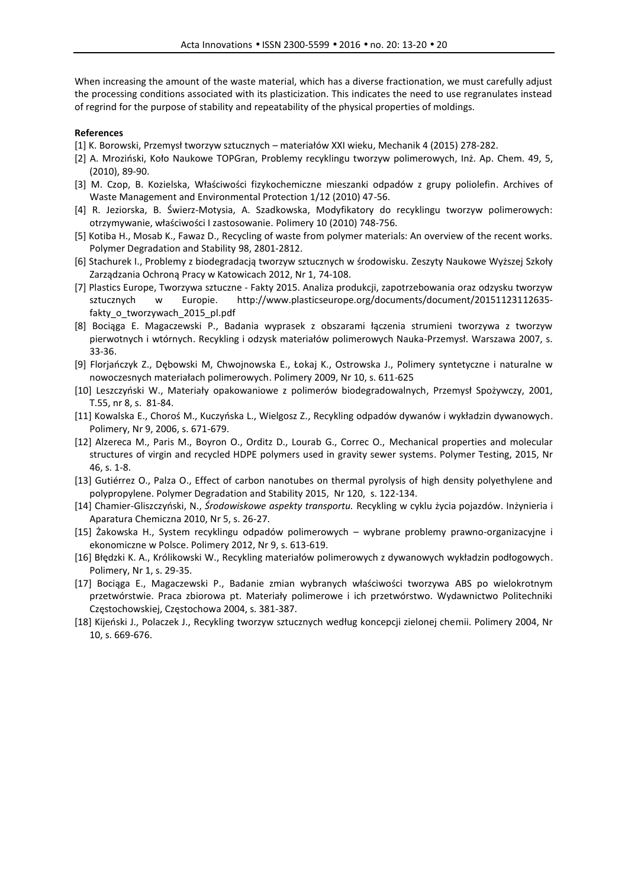When increasing the amount of the waste material, which has a diverse fractionation, we must carefully adjust the processing conditions associated with its plasticization. This indicates the need to use regranulates instead of regrind for the purpose of stability and repeatability of the physical properties of moldings.

**References**

[1] K. Borowski, Przemysł tworzyw sztucznych – materiałów XXI wieku, Mechanik 4 (2015) 278-282.

[2] A. Mroziński, Koło Naukowe TOPGran, Problemy recyklingu tworzyw polimerowych, Inż. Ap. Chem. 49, 5, (2010), 89-90.

[3] M. Czop, B. Kozielska, Właściwości fizykochemiczne mieszanki odpadów z grupy poliolefin. Archives of Waste Management and Environmental Protection 1/12 (2010) 47-56.

[4] R. Jeziorska, B. Świerz-Motysia, A. Szadkowska, Modyfikatory do recyklingu tworzyw polimerowych: otrzymywanie, właściwości I zastosowanie. Polimery 10 (2010) 748-756.

[5] Kotiba H., Mosab K., Fawaz D., Recycling of waste from polymer materials: An overview of the recent works. Polymer Degradation and Stability 98, 2801-2812.

[6] Stachurek I., Problemy z biodegradacją tworzyw sztucznych w środowisku. Zeszyty Naukowe Wyższej Szkoły Zarządzania Ochroną Pracy w Katowicach 2012, Nr 1, 74-108.

[7] Plastics Europe, Tworzywa sztuczne - Fakty 2015. Analiza produkcji, zapotrzebowania oraz odzysku tworzyw sztucznych w Europie. http://www.plasticseurope.org/documents/document/20151123112635-fakty_o_tworzywach_2015_pl.pdf

[8] Bociąga E. Magaczewski P., Badania wyprasek z obszarami łączenia strumieni tworzywa z tworzyw pierwotnych i wtórnych. Recykling i odzysk materiałów polimerowych Nauka-Przemysł. Warszawa 2007, s. 33-36.

[9] Florjańczyk Z., Dębowski M, Chwojnowska E., Łokaj K., Ostrowska J., Polimery syntetyczne i naturalne w nowoczesnych materiałach polimerowych. Polimery 2009, Nr 10, s. 611-625

[10] Leszczyński W., Materiały opakowaniowe z polimerów biodegradowalnych, Przemysł Spożywczy, 2001, T.55, nr 8, s. 81-84.

[11] Kowalska E., Choroś M., Kuczyńska L., Wielgosz Z., Recykling odpadów dywanów i wykładzin dywanowych. Polimery, Nr 9, 2006, s. 671-679.

[12] Alzereca M., Paris M., Boyron O., Orditz D., Lourab G., Correc O., Mechanical properties and molecular structures of virgin and recycled HDPE polymers used in gravity sewer systems. Polymer Testing, 2015, Nr 46, s. 1-8.

[13] Gutiérrez O., Palza O., Effect of carbon nanotubes on thermal pyrolysis of high density polyethylene and polypropylene. Polymer Degradation and Stability 2015, Nr 120, s. 122-134.

[14] Chamier-Gliszczyński, N., *Środowiskowe aspekty transportu.* Recykling w cyklu życia pojazdów. Inżynieria i Aparatura Chemiczna 2010, Nr 5, s. 26-27.

[15] Żakowska H., System recyklingu odpadów polimerowych – wybrane problemy prawno-organizacyjne i ekonomiczne w Polsce. Polimery 2012, Nr 9, s. 613-619.

[16] Błędzki K. A., Królikowski W., Recykling materiałów polimerowych z dywanowych wykładzin podłogowych. Polimery, Nr 1, s. 29-35.

[17] Bociąga E., Magaczewski P., Badanie zmian wybranych właściwości tworzywa ABS po wielokrotnym przetwórstwie. Praca zbiorowa pt. Materiały polimerowe i ich przetwórstwo. Wydawnictwo Politechniki Częstochowskiej, Częstochowa 2004, s. 381-387.

[18] Kijeński J., Polaczek J., Recykling tworzyw sztucznych według koncepcji zielonej chemii. Polimery 2004, Nr 10, s. 669-676.